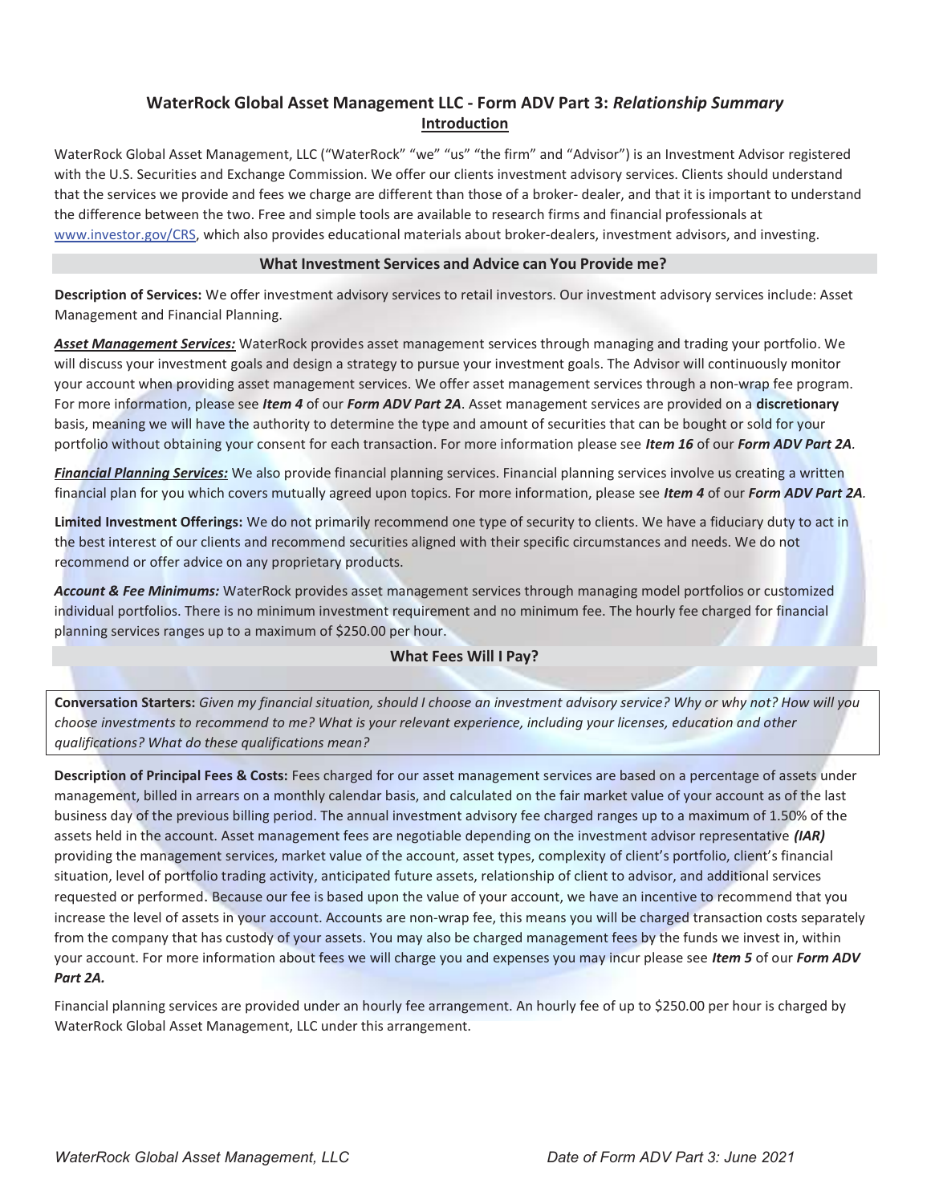# WaterRock Global Asset Management LLC - Form ADV Part 3: *Relationship Summary*

## Introduction

WaterRock Global Asset Management, LLC ("WaterRock" "we" "us" "the firm" and "Advisor") is an Investment Advisor registered with the U.S. Securities and Exchange Commission. We offer our clients investment advisory services. Clients should understand that the services we provide and fees we charge are different than those of a broker- dealer, and that it is important to understand the difference between the two. Free and simple tools are available to research firms and financial professionals at www.investor.gov/CRS, which also provides educational materials about broker-dealers, investment advisors, and investing.

## What Investment Services and Advice can You Provide me?

**Description of Services:** We offer investment advisory services to retail investors. Our investment advisory services include: Asset Management and Financial Planning.

***Asset Management Services:*** WaterRock provides asset management services through managing and trading your portfolio. We will discuss your investment goals and design a strategy to pursue your investment goals. The Advisor will continuously monitor your account when providing asset management services. We offer asset management services through a non-wrap fee program. For more information, please see ***Item 4*** of our ***Form ADV Part 2A***. Asset management services are provided on a **discretionary** basis, meaning we will have the authority to determine the type and amount of securities that can be bought or sold for your portfolio without obtaining your consent for each transaction. For more information please see ***Item 16*** of our ***Form ADV Part 2A***.

***Financial Planning Services:*** We also provide financial planning services. Financial planning services involve us creating a written financial plan for you which covers mutually agreed upon topics. For more information, please see ***Item 4*** of our ***Form ADV Part 2A***.

**Limited Investment Offerings:** We do not primarily recommend one type of security to clients. We have a fiduciary duty to act in the best interest of our clients and recommend securities aligned with their specific circumstances and needs. We do not recommend or offer advice on any proprietary products.

***Account & Fee Minimums:*** WaterRock provides asset management services through managing model portfolios or customized individual portfolios. There is no minimum investment requirement and no minimum fee. The hourly fee charged for financial planning services ranges up to a maximum of $250.00 per hour.

## What Fees Will I Pay?

**Conversation Starters:** *Given my financial situation, should I choose an investment advisory service? Why or why not? How will you choose investments to recommend to me? What is your relevant experience, including your licenses, education and other qualifications? What do these qualifications mean?*

**Description of Principal Fees & Costs:** Fees charged for our asset management services are based on a percentage of assets under management, billed in arrears on a monthly calendar basis, and calculated on the fair market value of your account as of the last business day of the previous billing period. The annual investment advisory fee charged ranges up to a maximum of 1.50% of the assets held in the account. Asset management fees are negotiable depending on the investment advisor representative ***(IAR)*** providing the management services, market value of the account, asset types, complexity of client's portfolio, client's financial situation, level of portfolio trading activity, anticipated future assets, relationship of client to advisor, and additional services requested or performed. Because our fee is based upon the value of your account, we have an incentive to recommend that you increase the level of assets in your account. Accounts are non-wrap fee, this means you will be charged transaction costs separately from the company that has custody of your assets. You may also be charged management fees by the funds we invest in, within your account. For more information about fees we will charge you and expenses you may incur please see ***Item 5*** of our ***Form ADV Part 2A.***

Financial planning services are provided under an hourly fee arrangement. An hourly fee of up to $250.00 per hour is charged by WaterRock Global Asset Management, LLC under this arrangement.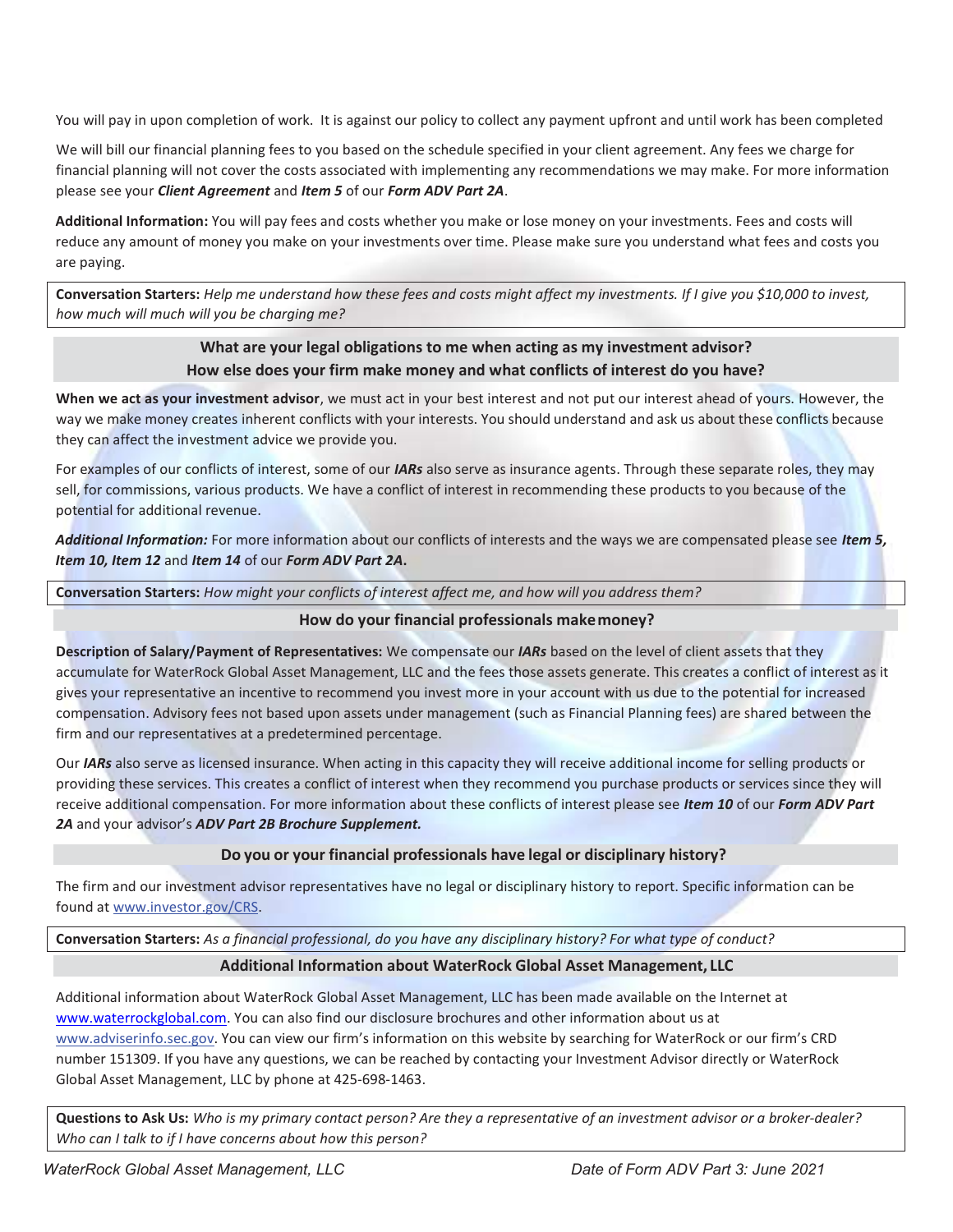You will pay in upon completion of work. It is against our policy to collect any payment upfront and until work has been completed

We will bill our financial planning fees to you based on the schedule specified in your client agreement. Any fees we charge for financial planning will not cover the costs associated with implementing any recommendations we may make. For more information please see your ***Client Agreement*** and ***Item 5*** of our ***Form ADV Part 2A***.

**Additional Information:** You will pay fees and costs whether you make or lose money on your investments. Fees and costs will reduce any amount of money you make on your investments over time. Please make sure you understand what fees and costs you are paying.

**Conversation Starters:** *Help me understand how these fees and costs might affect my investments. If I give you $10,000 to invest, how much will much will you be charging me?*

## What are your legal obligations to me when acting as my investment advisor? How else does your firm make money and what conflicts of interest do you have?

**When we act as your investment advisor**, we must act in your best interest and not put our interest ahead of yours. However, the way we make money creates inherent conflicts with your interests. You should understand and ask us about these conflicts because they can affect the investment advice we provide you.

For examples of our conflicts of interest, some of our ***IARs*** also serve as insurance agents. Through these separate roles, they may sell, for commissions, various products. We have a conflict of interest in recommending these products to you because of the potential for additional revenue.

***Additional Information:*** For more information about our conflicts of interests and the ways we are compensated please see ***Item 5, Item 10, Item 12*** and ***Item 14*** of our ***Form ADV Part 2A.***

**Conversation Starters:** *How might your conflicts of interest affect me, and how will you address them?*

## How do your financial professionals make money?

**Description of Salary/Payment of Representatives:** We compensate our ***IARs*** based on the level of client assets that they accumulate for WaterRock Global Asset Management, LLC and the fees those assets generate. This creates a conflict of interest as it gives your representative an incentive to recommend you invest more in your account with us due to the potential for increased compensation. Advisory fees not based upon assets under management (such as Financial Planning fees) are shared between the firm and our representatives at a predetermined percentage.

Our ***IARs*** also serve as licensed insurance. When acting in this capacity they will receive additional income for selling products or providing these services. This creates a conflict of interest when they recommend you purchase products or services since they will receive additional compensation. For more information about these conflicts of interest please see ***Item 10*** of our ***Form ADV Part 2A*** and your advisor's ***ADV Part 2B Brochure Supplement.***

## Do you or your financial professionals have legal or disciplinary history?

The firm and our investment advisor representatives have no legal or disciplinary history to report. Specific information can be found at www.investor.gov/CRS.

**Conversation Starters:** *As a financial professional, do you have any disciplinary history? For what type of conduct?*

## Additional Information about WaterRock Global Asset Management, LLC

Additional information about WaterRock Global Asset Management, LLC has been made available on the Internet at www.waterrockglobal.com. You can also find our disclosure brochures and other information about us at www.adviserinfo.sec.gov. You can view our firm's information on this website by searching for WaterRock or our firm's CRD number 151309. If you have any questions, we can be reached by contacting your Investment Advisor directly or WaterRock Global Asset Management, LLC by phone at 425-698-1463.

**Questions to Ask Us:** *Who is my primary contact person? Are they a representative of an investment advisor or a broker-dealer? Who can I talk to if I have concerns about how this person?*